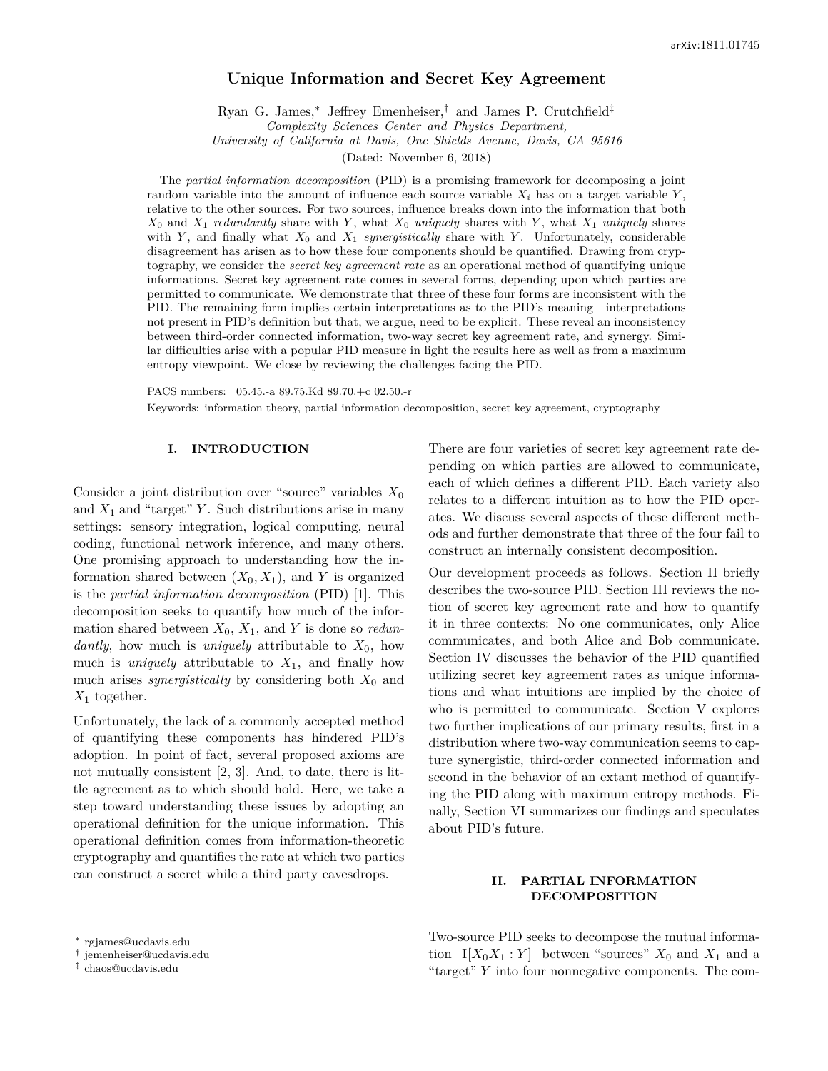# Unique Information and Secret Key Agreement

Ryan G. James,[*] Jeffrey Emenheiser,[†] and James P. Crutchfield[‡]

*Complexity Sciences Center and Physics Department,*
*University of California at Davis, One Shields Avenue, Davis, CA 95616*

(Dated: November 6, 2018)

The *partial information decomposition* (PID) is a promising framework for decomposing a joint random variable into the amount of influence each source variable $X_i$ has on a target variable $Y$, relative to the other sources. For two sources, influence breaks down into the information that both $X_0$ and $X_1$ *redundantly* share with $Y$, what $X_0$ *uniquely* shares with $Y$, what $X_1$ *uniquely* shares with $Y$, and finally what $X_0$ and $X_1$ *synergistically* share with $Y$. Unfortunately, considerable disagreement has arisen as to how these four components should be quantified. Drawing from cryptography, we consider the *secret key agreement rate* as an operational method of quantifying unique informations. Secret key agreement rate comes in several forms, depending upon which parties are permitted to communicate. We demonstrate that three of these four forms are inconsistent with the PID. The remaining form implies certain interpretations as to the PID's meaning—interpretations not present in PID's definition but that, we argue, need to be explicit. These reveal an inconsistency between third-order connected information, two-way secret key agreement rate, and synergy. Similar difficulties arise with a popular PID measure in light the results here as well as from a maximum entropy viewpoint. We close by reviewing the challenges facing the PID.

PACS numbers: 05.45.-a 89.75.Kd 89.70.+c 02.50.-r
Keywords: information theory, partial information decomposition, secret key agreement, cryptography

## I. INTRODUCTION

Consider a joint distribution over "source" variables $X_0$ and $X_1$ and "target" $Y$. Such distributions arise in many settings: sensory integration, logical computing, neural coding, functional network inference, and many others. One promising approach to understanding how the information shared between $(X_0, X_1)$, and $Y$ is organized is the *partial information decomposition* (PID) [1]. This decomposition seeks to quantify how much of the information shared between $X_0$, $X_1$, and $Y$ is done so *redundantly*, how much is *uniquely* attributable to $X_0$, how much is *uniquely* attributable to $X_1$, and finally how much arises *synergistically* by considering both $X_0$ and $X_1$ together.

Unfortunately, the lack of a commonly accepted method of quantifying these components has hindered PID's adoption. In point of fact, several proposed axioms are not mutually consistent [2, 3]. And, to date, there is little agreement as to which should hold. Here, we take a step toward understanding these issues by adopting an operational definition for the unique information. This operational definition comes from information-theoretic cryptography and quantifies the rate at which two parties can construct a secret while a third party eavesdrops.

There are four varieties of secret key agreement rate depending on which parties are allowed to communicate, each of which defines a different PID. Each variety also relates to a different intuition as to how the PID operates. We discuss several aspects of these different methods and further demonstrate that three of the four fail to construct an internally consistent decomposition.

Our development proceeds as follows. Section II briefly describes the two-source PID. Section III reviews the notion of secret key agreement rate and how to quantify it in three contexts: No one communicates, only Alice communicates, and both Alice and Bob communicate. Section IV discusses the behavior of the PID quantified utilizing secret key agreement rates as unique informations and what intuitions are implied by the choice of who is permitted to communicate. Section V explores two further implications of our primary results, first in a distribution where two-way communication seems to capture synergistic, third-order connected information and second in the behavior of an extant method of quantifying the PID along with maximum entropy methods. Finally, Section VI summarizes our findings and speculates about PID's future.

## II. PARTIAL INFORMATION DECOMPOSITION

Two-source PID seeks to decompose the mutual information $\operatorname{I}[X_0X_1 : Y]$ between "sources" $X_0$ and $X_1$ and a "target" $Y$ into four nonnegative components. The com-

---

[*] rgjames@ucdavis.edu
[†] jemenheiser@ucdavis.edu
[‡] chaos@ucdavis.edu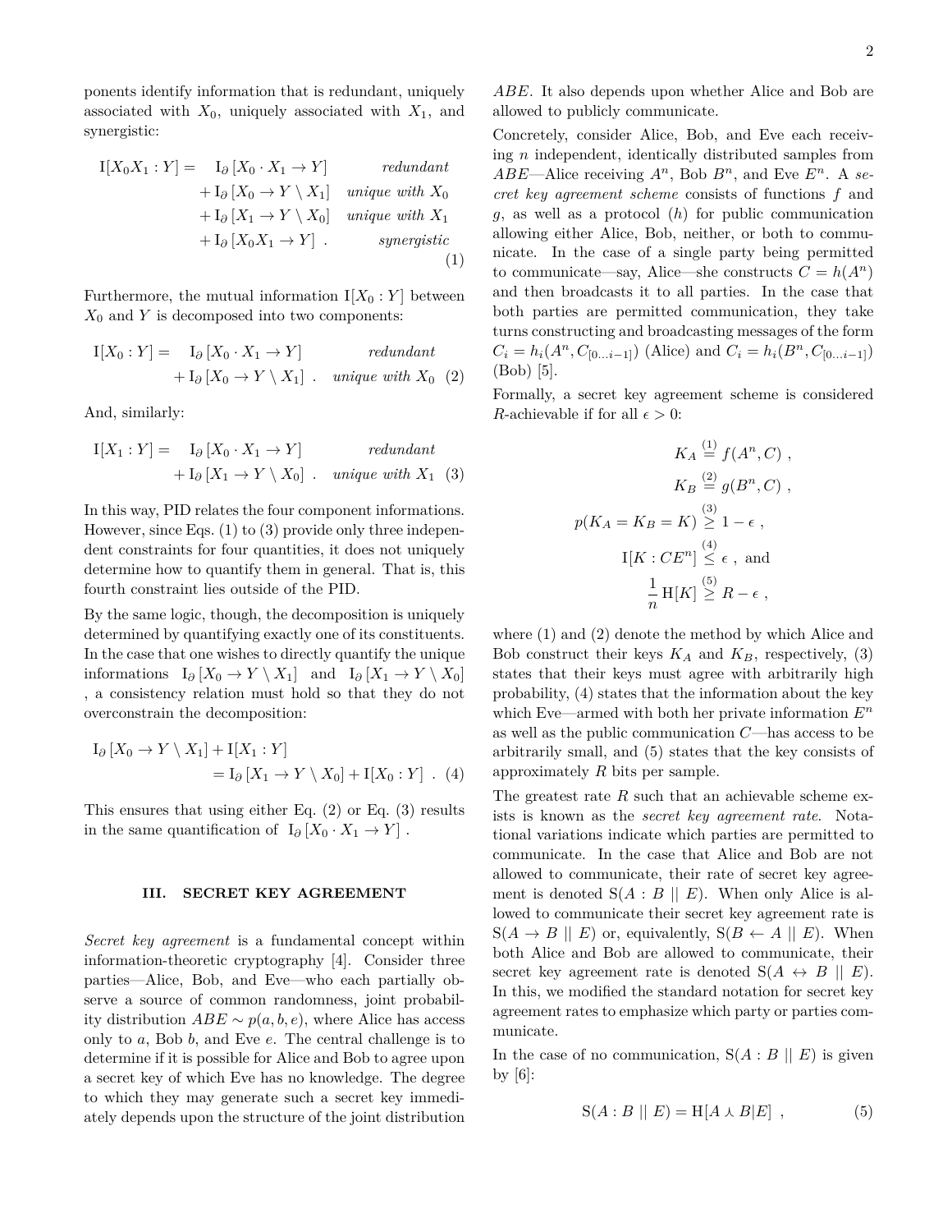ponents identify information that is redundant, uniquely associated with $X_0$, uniquely associated with $X_1$, and synergistic:

$$
\begin{aligned}
\mathrm{I}[X_0 X_1 : Y] = \quad & \mathrm{I}_\partial\left[X_0 \cdot X_1 \to Y\right] && \textit{redundant} \\
& + \mathrm{I}_\partial\left[X_0 \to Y \setminus X_1\right] && \textit{unique with } X_0 \\
& + \mathrm{I}_\partial\left[X_1 \to Y \setminus X_0\right] && \textit{unique with } X_1 \\
& + \mathrm{I}_\partial\left[X_0 X_1 \to Y\right] \ . && \textit{synergistic}
\end{aligned} \tag{1}
$$

Furthermore, the mutual information $\mathrm{I}[X_0 : Y]$ between $X_0$ and $Y$ is decomposed into two components:

$$
\begin{aligned}
\mathrm{I}[X_0 : Y] = \quad & \mathrm{I}_\partial\left[X_0 \cdot X_1 \to Y\right] && \textit{redundant} \\
& + \mathrm{I}_\partial\left[X_0 \to Y \setminus X_1\right] \ . && \textit{unique with } X_0
\end{aligned} \tag{2}
$$

And, similarly:

$$
\begin{aligned}
\mathrm{I}[X_1 : Y] = \quad & \mathrm{I}_\partial\left[X_0 \cdot X_1 \to Y\right] && \textit{redundant} \\
& + \mathrm{I}_\partial\left[X_1 \to Y \setminus X_0\right] \ . && \textit{unique with } X_1
\end{aligned} \tag{3}
$$

In this way, PID relates the four component informations. However, since Eqs. (1) to (3) provide only three independent constraints for four quantities, it does not uniquely determine how to quantify them in general. That is, this fourth constraint lies outside of the PID.

By the same logic, though, the decomposition is uniquely determined by quantifying exactly one of its constituents. In the case that one wishes to directly quantify the unique informations $\mathrm{I}_\partial\left[X_0 \to Y \setminus X_1\right]$ and $\mathrm{I}_\partial\left[X_1 \to Y \setminus X_0\right]$, a consistency relation must hold so that they do not overconstrain the decomposition:

$$
\begin{aligned}
\mathrm{I}_\partial\left[X_0 \to Y \setminus X_1\right] + \mathrm{I}[X_1 : Y] \\
= \mathrm{I}_\partial\left[X_1 \to Y \setminus X_0\right] + \mathrm{I}[X_0 : Y] \ .
\end{aligned} \tag{4}
$$

This ensures that using either Eq. (2) or Eq. (3) results in the same quantification of $\mathrm{I}_\partial\left[X_0 \cdot X_1 \to Y\right]$.

## III. SECRET KEY AGREEMENT

*Secret key agreement* is a fundamental concept within information-theoretic cryptography [4]. Consider three parties—Alice, Bob, and Eve—who each partially observe a source of common randomness, joint probability distribution $ABE \sim p(a, b, e)$, where Alice has access only to $a$, Bob $b$, and Eve $e$. The central challenge is to determine if it is possible for Alice and Bob to agree upon a secret key of which Eve has no knowledge. The degree to which they may generate such a secret key immediately depends upon the structure of the joint distribution $ABE$. It also depends upon whether Alice and Bob are allowed to publicly communicate.

Concretely, consider Alice, Bob, and Eve each receiving $n$ independent, identically distributed samples from $ABE$—Alice receiving $A^n$, Bob $B^n$, and Eve $E^n$. A *secret key agreement scheme* consists of functions $f$ and $g$, as well as a protocol ($h$) for public communication allowing either Alice, Bob, neither, or both to communicate. In the case of a single party being permitted to communicate—say, Alice—she constructs $C = h(A^n)$ and then broadcasts it to all parties. In the case that both parties are permitted communication, they take turns constructing and broadcasting messages of the form $C_i = h_i(A^n, C_{[0\ldots i-1]})$ (Alice) and $C_i = h_i(B^n, C_{[0\ldots i-1]})$ (Bob) [5].

Formally, a secret key agreement scheme is considered $R$-achievable if for all $\epsilon > 0$:

$$
\begin{aligned}
K_A &\overset{(1)}{=} f(A^n, C) \ , \\
K_B &\overset{(2)}{=} g(B^n, C) \ , \\
p(K_A = K_B = K) &\overset{(3)}{\geq} 1 - \epsilon \ , \\
\mathrm{I}[K : C E^n] &\overset{(4)}{\leq} \epsilon \ , \text{ and} \\
\frac{1}{n}\mathrm{H}[K] &\overset{(5)}{\geq} R - \epsilon \ ,
\end{aligned}
$$

where (1) and (2) denote the method by which Alice and Bob construct their keys $K_A$ and $K_B$, respectively, (3) states that their keys must agree with arbitrarily high probability, (4) states that the information about the key which Eve—armed with both her private information $E^n$ as well as the public communication $C$—has access to be arbitrarily small, and (5) states that the key consists of approximately $R$ bits per sample.

The greatest rate $R$ such that an achievable scheme exists is known as the *secret key agreement rate*. Notational variations indicate which parties are permitted to communicate. In the case that Alice and Bob are not allowed to communicate, their rate of secret key agreement is denoted $\mathrm{S}(A : B \ || \ E)$. When only Alice is allowed to communicate their secret key agreement rate is $\mathrm{S}(A \to B \ || \ E)$ or, equivalently, $\mathrm{S}(B \leftarrow A \ || \ E)$. When both Alice and Bob are allowed to communicate, their secret key agreement rate is denoted $\mathrm{S}(A \leftrightarrow B \ || \ E)$. In this, we modified the standard notation for secret key agreement rates to emphasize which party or parties communicate.

In the case of no communication, $\mathrm{S}(A : B \ || \ E)$ is given by [6]:

$$
\mathrm{S}(A : B \ || \ E) = \mathrm{H}[A \curlywedge B | E] \ , \tag{5}
$$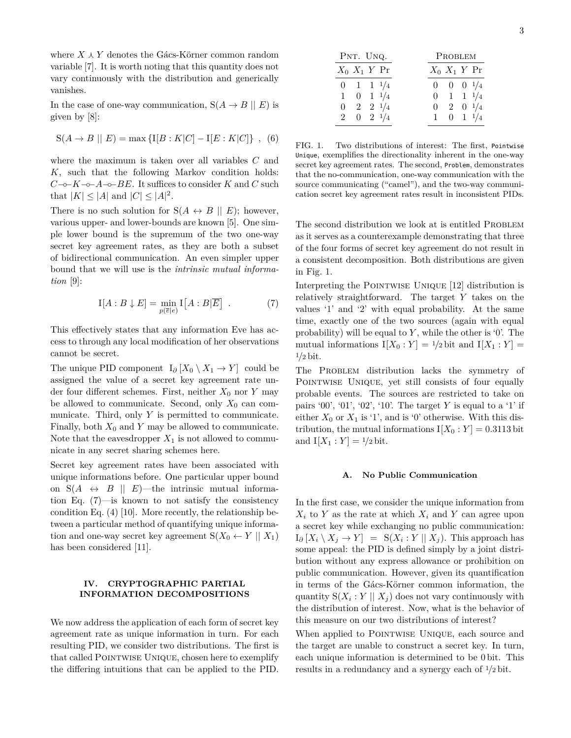where $X \curlywedge Y$ denotes the Gács-Körner common random variable [7]. It is worth noting that this quantity does not vary continuously with the distribution and generically vanishes.

In the case of one-way communication, $\mathrm{S}(A \rightarrow B \,||\, E)$ is given by [8]:

$$\mathrm{S}(A \rightarrow B \,||\, E) = \max \left\{ \mathrm{I}[B : K|C] - \mathrm{I}[E : K|C] \right\} \ , \quad (6)$$

where the maximum is taken over all variables $C$ and $K$, such that the following Markov condition holds: $C \multimap K \multimap A \multimap BE$. It suffices to consider $K$ and $C$ such that $|K| \leq |A|$ and $|C| \leq |A|^2$.

There is no such solution for $\mathrm{S}(A \leftrightarrow B \,||\, E)$; however, various upper- and lower-bounds are known [5]. One simple lower bound is the supremum of the two one-way secret key agreement rates, as they are both a subset of bidirectional communication. An even simpler upper bound that we will use is the *intrinsic mutual information* [9]:

$$\mathrm{I}[A : B \downarrow E] = \min_{p(\overline{e}|e)} \mathrm{I}\left[A : B | \overline{E}\right] \ . \quad (7)$$

This effectively states that any information Eve has access to through any local modification of her observations cannot be secret.

The unique PID component $\mathrm{I}_\partial \left[X_0 \setminus X_1 \rightarrow Y\right]$ could be assigned the value of a secret key agreement rate under four different schemes. First, neither $X_0$ nor $Y$ may be allowed to communicate. Second, only $X_0$ can communicate. Third, only $Y$ is permitted to communicate. Finally, both $X_0$ and $Y$ may be allowed to communicate. Note that the eavesdropper $X_1$ is not allowed to communicate in any secret sharing schemes here.

Secret key agreement rates have been associated with unique informations before. One particular upper bound on $\mathrm{S}(A \leftrightarrow B \,||\, E)$—the intrinsic mutual information Eq. (7)—is known to not satisfy the consistency condition Eq. (4) [10]. More recently, the relationship between a particular method of quantifying unique information and one-way secret key agreement $\mathrm{S}(X_0 \leftarrow Y \,||\, X_1)$ has been considered [11].

## IV. CRYPTOGRAPHIC PARTIAL INFORMATION DECOMPOSITIONS

We now address the application of each form of secret key agreement rate as unique information in turn. For each resulting PID, we consider two distributions. The first is that called Pointwise Unique, chosen here to exemplify the differing intuitions that can be applied to the PID.

**Pnt. Unq.**

| $X_0$ | $X_1$ | $Y$ | Pr |
|---|---|---|---|
| 0 | 1 | 1 | 1/4 |
| 1 | 0 | 1 | 1/4 |
| 0 | 2 | 2 | 1/4 |
| 2 | 0 | 2 | 1/4 |

**Problem**

| $X_0$ | $X_1$ | $Y$ | Pr |
|---|---|---|---|
| 0 | 0 | 0 | 1/4 |
| 0 | 1 | 1 | 1/4 |
| 0 | 2 | 0 | 1/4 |
| 1 | 0 | 1 | 1/4 |

FIG. 1. Two distributions of interest: The first, Pointwise Unique, exemplifies the directionality inherent in the one-way secret key agreement rates. The second, Problem, demonstrates that the no-communication, one-way communication with the source communicating ("camel"), and the two-way communication secret key agreement rates result in inconsistent PIDs.

The second distribution we look at is entitled Problem as it serves as a counterexample demonstrating that three of the four forms of secret key agreement do not result in a consistent decomposition. Both distributions are given in Fig. 1.

Interpreting the Pointwise Unique [12] distribution is relatively straightforward. The target $Y$ takes on the values '1' and '2' with equal probability. At the same time, exactly one of the two sources (again with equal probability) will be equal to $Y$, while the other is '0'. The mutual informations $\mathrm{I}[X_0 : Y] = 1/2$ bit and $\mathrm{I}[X_1 : Y] = 1/2$ bit.

The Problem distribution lacks the symmetry of Pointwise Unique, yet still consists of four equally probable events. The sources are restricted to take on pairs '00', '01', '02', '10'. The target $Y$ is equal to a '1' if either $X_0$ or $X_1$ is '1', and is '0' otherwise. With this distribution, the mutual informations $\mathrm{I}[X_0 : Y] = 0.3113$ bit and $\mathrm{I}[X_1 : Y] = 1/2$ bit.

### A. No Public Communication

In the first case, we consider the unique information from $X_i$ to $Y$ as the rate at which $X_i$ and $Y$ can agree upon a secret key while exchanging no public communication: $\mathrm{I}_\partial \left[X_i \setminus X_j \rightarrow Y\right] \ = \ \mathrm{S}(X_i : Y \,||\, X_j)$. This approach has some appeal: the PID is defined simply by a joint distribution without any express allowance or prohibition on public communication. However, given its quantification in terms of the Gács-Körner common information, the quantity $\mathrm{S}(X_i : Y \,||\, X_j)$ does not vary continuously with the distribution of interest. Now, what is the behavior of this measure on our two distributions of interest?

When applied to Pointwise Unique, each source and the target are unable to construct a secret key. In turn, each unique information is determined to be 0 bit. This results in a redundancy and a synergy each of 1/2 bit.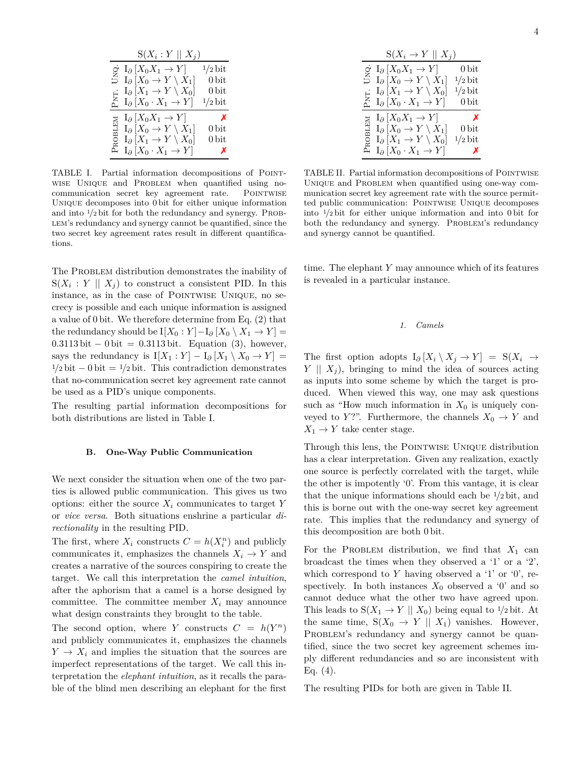| | $\mathrm{S}(X_i : Y \mid\mid X_j)$ | |
|---|---|---|
| Pnt. Unq. | $\mathrm{I}_\partial\left[X_0 X_1 \to Y\right]$ | $1/2$ bit |
| | $\mathrm{I}_\partial\left[X_0 \to Y \setminus X_1\right]$ | 0 bit |
| | $\mathrm{I}_\partial\left[X_1 \to Y \setminus X_0\right]$ | 0 bit |
| | $\mathrm{I}_\partial\left[X_0 \cdot X_1 \to Y\right]$ | $1/2$ bit |
| Problem | $\mathrm{I}_\partial\left[X_0 X_1 \to Y\right]$ | ✗ |
| | $\mathrm{I}_\partial\left[X_0 \to Y \setminus X_1\right]$ | 0 bit |
| | $\mathrm{I}_\partial\left[X_1 \to Y \setminus X_0\right]$ | 0 bit |
| | $\mathrm{I}_\partial\left[X_0 \cdot X_1 \to Y\right]$ | ✗ |

TABLE I. Partial information decompositions of Pointwise Unique and Problem when quantified using no-communication secret key agreement rate. Pointwise Unique decomposes into 0 bit for either unique information and into $1/2$ bit for both the redundancy and synergy. Problem's redundancy and synergy cannot be quantified, since the two secret key agreement rates result in different quantifications.

The Problem distribution demonstrates the inability of $\mathrm{S}(X_i : Y \mid\mid X_j)$ to construct a consistent PID. In this instance, as in the case of Pointwise Unique, no secrecy is possible and each unique information is assigned a value of 0 bit. We therefore determine from Eq. (2) that the redundancy should be $\mathrm{I}[X_0 : Y] - \mathrm{I}_\partial\left[X_0 \setminus X_1 \to Y\right] = 0.3113\,\text{bit} - 0\,\text{bit} = 0.3113\,\text{bit}$. Equation (3), however, says the redundancy is $\mathrm{I}[X_1 : Y] - \mathrm{I}_\partial\left[X_1 \setminus X_0 \to Y\right] = 1/2\,\text{bit} - 0\,\text{bit} = 1/2\,\text{bit}$. This contradiction demonstrates that no-communication secret key agreement rate cannot be used as a PID's unique components.

The resulting partial information decompositions for both distributions are listed in Table I.

### B. One-Way Public Communication

We next consider the situation when one of the two parties is allowed public communication. This gives us two options: either the source $X_i$ communicates to target $Y$ or *vice versa*. Both situations enshrine a particular *directionality* in the resulting PID.

The first, where $X_i$ constructs $C = h(X_i^n)$ and publicly communicates it, emphasizes the channels $X_i \to Y$ and creates a narrative of the sources conspiring to create the target. We call this interpretation the *camel intuition*, after the aphorism that a camel is a horse designed by committee. The committee member $X_i$ may announce what design constraints they brought to the table.

The second option, where $Y$ constructs $C = h(Y^n)$ and publicly communicates it, emphasizes the channels $Y \to X_i$ and implies the situation that the sources are imperfect representations of the target. We call this interpretation the *elephant intuition*, as it recalls the parable of the blind men describing an elephant for the first time. The elephant $Y$ may announce which of its features is revealed in a particular instance.

| | $\mathrm{S}(X_i \to Y \mid\mid X_j)$ | |
|---|---|---|
| Pnt. Unq. | $\mathrm{I}_\partial\left[X_0 X_1 \to Y\right]$ | 0 bit |
| | $\mathrm{I}_\partial\left[X_0 \to Y \setminus X_1\right]$ | $1/2$ bit |
| | $\mathrm{I}_\partial\left[X_1 \to Y \setminus X_0\right]$ | $1/2$ bit |
| | $\mathrm{I}_\partial\left[X_0 \cdot X_1 \to Y\right]$ | 0 bit |
| Problem | $\mathrm{I}_\partial\left[X_0 X_1 \to Y\right]$ | ✗ |
| | $\mathrm{I}_\partial\left[X_0 \to Y \setminus X_1\right]$ | 0 bit |
| | $\mathrm{I}_\partial\left[X_1 \to Y \setminus X_0\right]$ | $1/2$ bit |
| | $\mathrm{I}_\partial\left[X_0 \cdot X_1 \to Y\right]$ | ✗ |

TABLE II. Partial information decompositions of Pointwise Unique and Problem when quantified using one-way communication secret key agreement rate with the source permitted public communication: Pointwise Unique decomposes into $1/2$ bit for either unique information and into 0 bit for both the redundancy and synergy. Problem's redundancy and synergy cannot be quantified.

#### 1. Camels

The first option adopts $\mathrm{I}_\partial\left[X_i \setminus X_j \to Y\right] = \mathrm{S}(X_i \to Y \mid\mid X_j)$, bringing to mind the idea of sources acting as inputs into some scheme by which the target is produced. When viewed this way, one may ask questions such as "How much information in $X_0$ is uniquely conveyed to $Y$?". Furthermore, the channels $X_0 \to Y$ and $X_1 \to Y$ take center stage.

Through this lens, the Pointwise Unique distribution has a clear interpretation. Given any realization, exactly one source is perfectly correlated with the target, while the other is impotently '0'. From this vantage, it is clear that the unique informations should each be $1/2$ bit, and this is borne out with the one-way secret key agreement rate. This implies that the redundancy and synergy of this decomposition are both 0 bit.

For the Problem distribution, we find that $X_1$ can broadcast the times when they observed a '1' or a '2', which correspond to $Y$ having observed a '1' or '0', respectively. In both instances $X_0$ observed a '0' and so cannot deduce what the other two have agreed upon. This leads to $\mathrm{S}(X_1 \to Y \mid\mid X_0)$ being equal to $1/2$ bit. At the same time, $\mathrm{S}(X_0 \to Y \mid\mid X_1)$ vanishes. However, Problem's redundancy and synergy cannot be quantified, since the two secret key agreement schemes imply different redundancies and so are inconsistent with Eq. (4).

The resulting PIDs for both are given in Table II.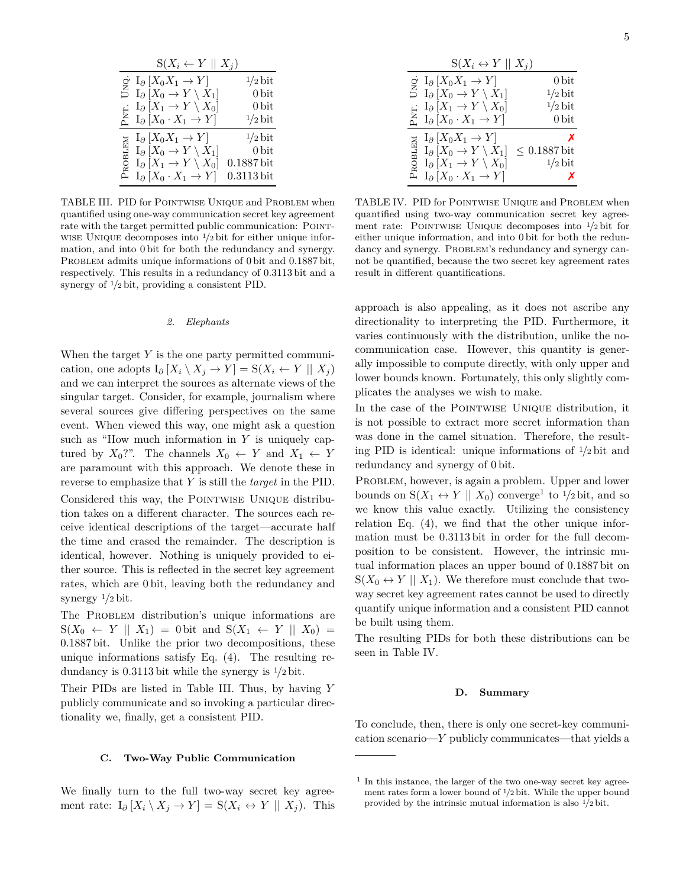| | $\mathrm{S}(X_i \leftarrow Y \,\|\, X_j)$ | |
|---|---|---|
| Unq. | $\mathrm{I}_\partial\left[X_0 X_1 \to Y\right]$ | $1/2$ bit |
| | $\mathrm{I}_\partial\left[X_0 \to Y \setminus X_1\right]$ | 0 bit |
| Pnt. | $\mathrm{I}_\partial\left[X_1 \to Y \setminus X_0\right]$ | 0 bit |
| | $\mathrm{I}_\partial\left[X_0 \cdot X_1 \to Y\right]$ | $1/2$ bit |
| Problem | $\mathrm{I}_\partial\left[X_0 X_1 \to Y\right]$ | $1/2$ bit |
| | $\mathrm{I}_\partial\left[X_0 \to Y \setminus X_1\right]$ | 0 bit |
| | $\mathrm{I}_\partial\left[X_1 \to Y \setminus X_0\right]$ | 0.1887 bit |
| | $\mathrm{I}_\partial\left[X_0 \cdot X_1 \to Y\right]$ | 0.3113 bit |

TABLE III. PID for Pointwise Unique and Problem when quantified using one-way communication secret key agreement rate with the target permitted public communication: Pointwise Unique decomposes into $1/2$ bit for either unique information, and into 0 bit for both the redundancy and synergy. Problem admits unique informations of 0 bit and 0.1887 bit, respectively. This results in a redundancy of 0.3113 bit and a synergy of $1/2$ bit, providing a consistent PID.

### 2. Elephants

When the target $Y$ is the one party permitted communication, one adopts $\mathrm{I}_\partial\left[X_i \setminus X_j \to Y\right] = \mathrm{S}(X_i \leftarrow Y \,\|\, X_j)$ and we can interpret the sources as alternate views of the singular target. Consider, for example, journalism where several sources give differing perspectives on the same event. When viewed this way, one might ask a question such as "How much information in $Y$ is uniquely captured by $X_0$?". The channels $X_0 \leftarrow Y$ and $X_1 \leftarrow Y$ are paramount with this approach. We denote these in reverse to emphasize that $Y$ is still the *target* in the PID.

Considered this way, the Pointwise Unique distribution takes on a different character. The sources each receive identical descriptions of the target—accurate half the time and erased the remainder. The description is identical, however. Nothing is uniquely provided to either source. This is reflected in the secret key agreement rates, which are 0 bit, leaving both the redundancy and synergy $1/2$ bit.

The Problem distribution's unique informations are $\mathrm{S}(X_0 \leftarrow Y \,\|\, X_1) = 0$ bit and $\mathrm{S}(X_1 \leftarrow Y \,\|\, X_0) = 0.1887$ bit. Unlike the prior two decompositions, these unique informations satisfy Eq. (4). The resulting redundancy is 0.3113 bit while the synergy is $1/2$ bit.

Their PIDs are listed in Table III. Thus, by having $Y$ publicly communicate and so invoking a particular directionality we, finally, get a consistent PID.

## C. Two-Way Public Communication

We finally turn to the full two-way secret key agreement rate: $\mathrm{I}_\partial\left[X_i \setminus X_j \to Y\right] = \mathrm{S}(X_i \leftrightarrow Y \,\|\, X_j)$. This approach is also appealing, as it does not ascribe any directionality to interpreting the PID. Furthermore, it varies continuously with the distribution, unlike the no-communication case. However, this quantity is generally impossible to compute directly, with only upper and lower bounds known. Fortunately, this only slightly complicates the analyses we wish to make.

In the case of the Pointwise Unique distribution, it is not possible to extract more secret information than was done in the camel situation. Therefore, the resulting PID is identical: unique informations of $1/2$ bit and redundancy and synergy of 0 bit.

Problem, however, is again a problem. Upper and lower bounds on $\mathrm{S}(X_1 \leftrightarrow Y \,\|\, X_0)$ converge[1] to $1/2$ bit, and so we know this value exactly. Utilizing the consistency relation Eq. (4), we find that the other unique information must be 0.3113 bit in order for the full decomposition to be consistent. However, the intrinsic mutual information places an upper bound of 0.1887 bit on $\mathrm{S}(X_0 \leftrightarrow Y \,\|\, X_1)$. We therefore must conclude that two-way secret key agreement rates cannot be used to directly quantify unique information and a consistent PID cannot be built using them.

The resulting PIDs for both these distributions can be seen in Table IV.

| | $\mathrm{S}(X_i \leftrightarrow Y \,\|\, X_j)$ | |
|---|---|---|
| Unq. | $\mathrm{I}_\partial\left[X_0 X_1 \to Y\right]$ | 0 bit |
| | $\mathrm{I}_\partial\left[X_0 \to Y \setminus X_1\right]$ | $1/2$ bit |
| Pnt. | $\mathrm{I}_\partial\left[X_1 \to Y \setminus X_0\right]$ | $1/2$ bit |
| | $\mathrm{I}_\partial\left[X_0 \cdot X_1 \to Y\right]$ | 0 bit |
| Problem | $\mathrm{I}_\partial\left[X_0 X_1 \to Y\right]$ | ✗ |
| | $\mathrm{I}_\partial\left[X_0 \to Y \setminus X_1\right]$ | $\leq 0.1887$ bit |
| | $\mathrm{I}_\partial\left[X_1 \to Y \setminus X_0\right]$ | $1/2$ bit |
| | $\mathrm{I}_\partial\left[X_0 \cdot X_1 \to Y\right]$ | ✗ |

TABLE IV. PID for Pointwise Unique and Problem when quantified using two-way communication secret key agreement rate: Pointwise Unique decomposes into $1/2$ bit for either unique information, and into 0 bit for both the redundancy and synergy. Problem's redundancy and synergy cannot be quantified, because the two secret key agreement rates result in different quantifications.

## D. Summary

To conclude, then, there is only one secret-key communication scenario—$Y$ publicly communicates—that yields a

[1] In this instance, the larger of the two one-way secret key agreement rates form a lower bound of $1/2$ bit. While the upper bound provided by the intrinsic mutual information is also $1/2$ bit.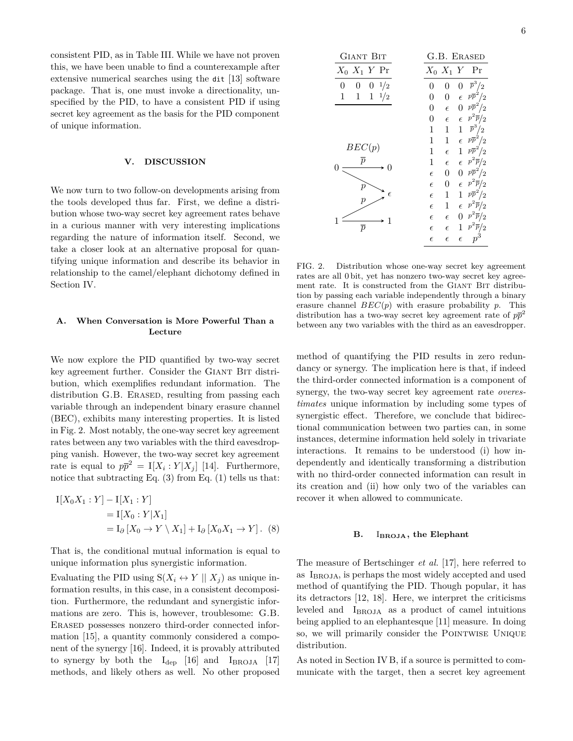consistent PID, as in Table III. While we have not proven this, we have been unable to find a counterexample after extensive numerical searches using the `dit` [13] software package. That is, one must invoke a directionality, unspecified by the PID, to have a consistent PID if using secret key agreement as the basis for the PID component of unique information.

## V. DISCUSSION

We now turn to two follow-on developments arising from the tools developed thus far. First, we define a distribution whose two-way secret key agreement rates behave in a curious manner with very interesting implications regarding the nature of information itself. Second, we take a closer look at an alternative proposal for quantifying unique information and describe its behavior in relationship to the camel/elephant dichotomy defined in Section IV.

### A. When Conversation is More Powerful Than a Lecture

We now explore the PID quantified by two-way secret key agreement further. Consider the Giant Bit distribution, which exemplifies redundant information. The distribution G.B. Erased, resulting from passing each variable through an independent binary erasure channel (BEC), exhibits many interesting properties. It is listed in Fig. 2. Most notably, the one-way secret key agreement rates between any two variables with the third eavesdropping vanish. However, the two-way secret key agreement rate is equal to $p\overline{p}^2 = \mathrm{I}[X_i : Y | X_j]$ [14]. Furthermore, notice that subtracting Eq. (3) from Eq. (1) tells us that:

$$
\begin{aligned}
\mathrm{I}[X_0 X_1 : Y] - \mathrm{I}[X_1 : Y] &= \mathrm{I}[X_0 : Y | X_1] \\
&= \mathrm{I}_\partial\left[X_0 \to Y \setminus X_1\right] + \mathrm{I}_\partial\left[X_0 X_1 \to Y\right]. \quad (8)
\end{aligned}
$$

That is, the conditional mutual information is equal to unique information plus synergistic information.

Evaluating the PID using $\mathrm{S}(X_i \leftrightarrow Y \,||\, X_j)$ as unique information results, in this case, in a consistent decomposition. Furthermore, the redundant and synergistic informations are zero. This is, however, troublesome: G.B. Erased possesses nonzero third-order connected information [15], a quantity commonly considered a component of the synergy [16]. Indeed, it is provably attributed to synergy by both the $\mathrm{I}_{\mathrm{dep}}$ [16] and $\mathrm{I}_{\mathrm{BROJA}}$ [17] methods, and likely others as well. No other proposed method of quantifying the PID results in zero redundancy or synergy. The implication here is that, if indeed the third-order connected information is a component of synergy, the two-way secret key agreement rate *overestimates* unique information by including some types of synergistic effect. Therefore, we conclude that bidirectional communication between two parties can, in some instances, determine information held solely in trivariate interactions. It remains to be understood (i) how independently and identically transforming a distribution with no third-order connected information can result in its creation and (ii) how only two of the variables can recover it when allowed to communicate.

Giant Bit

| $X_0$ | $X_1$ | $Y$ | Pr |
|---|---|---|---|
| 0 | 0 | 0 | $1/2$ |
| 1 | 1 | 1 | $1/2$ |

G.B. Erased

| $X_0$ | $X_1$ | $Y$ | Pr |
|---|---|---|---|
| 0 | 0 | 0 | $\overline{p}^3/2$ |
| 0 | 0 | $\epsilon$ | $p\overline{p}^2/2$ |
| 0 | $\epsilon$ | 0 | $p\overline{p}^2/2$ |
| 0 | $\epsilon$ | $\epsilon$ | $p^2\overline{p}/2$ |
| 1 | 1 | 1 | $\overline{p}^3/2$ |
| 1 | 1 | $\epsilon$ | $p\overline{p}^2/2$ |
| 1 | $\epsilon$ | 1 | $p\overline{p}^2/2$ |
| 1 | $\epsilon$ | $\epsilon$ | $p^2\overline{p}/2$ |
| $\epsilon$ | 0 | 0 | $p\overline{p}^2/2$ |
| $\epsilon$ | 0 | $\epsilon$ | $p^2\overline{p}/2$ |
| $\epsilon$ | 1 | 1 | $p\overline{p}^2/2$ |
| $\epsilon$ | 1 | $\epsilon$ | $p^2\overline{p}/2$ |
| $\epsilon$ | $\epsilon$ | 0 | $p^2\overline{p}/2$ |
| $\epsilon$ | $\epsilon$ | 1 | $p^2\overline{p}/2$ |
| $\epsilon$ | $\epsilon$ | $\epsilon$ | $p^3$ |

$BEC(p)$: $0 \xrightarrow{\overline{p}} 0$, $0 \xrightarrow{p} \epsilon$, $1 \xrightarrow{p} \epsilon$, $1 \xrightarrow{\overline{p}} 1$

FIG. 2. Distribution whose one-way secret key agreement rates are all 0 bit, yet has nonzero two-way secret key agreement rate. It is constructed from the Giant Bit distribution by passing each variable independently through a binary erasure channel $BEC(p)$ with erasure probability $p$. This distribution has a two-way secret key agreement rate of $p\overline{p}^2$ between any two variables with the third as an eavesdropper.

### B. $\mathrm{I}_{\mathrm{BROJA}}$, the Elephant

The measure of Bertschinger *et al.* [17], here referred to as $\mathrm{I}_{\mathrm{BROJA}}$, is perhaps the most widely accepted and used method of quantifying the PID. Though popular, it has its detractors [12, 18]. Here, we interpret the criticisms leveled and $\mathrm{I}_{\mathrm{BROJA}}$ as a product of camel intuitions being applied to an elephantesque [11] measure. In doing so, we will primarily consider the Pointwise Unique distribution.

As noted in Section IV B, if a source is permitted to communicate with the target, then a secret key agreement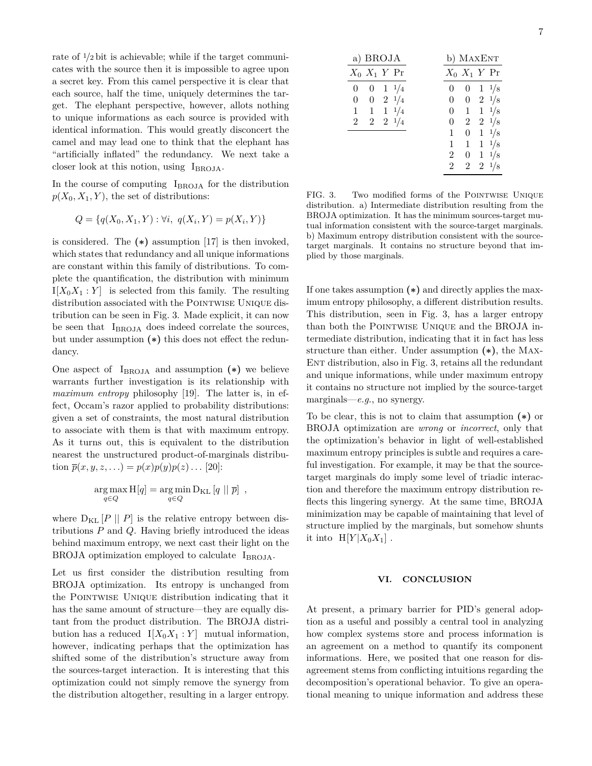rate of 1/2 bit is achievable; while if the target communicates with the source then it is impossible to agree upon a secret key. From this camel perspective it is clear that each source, half the time, uniquely determines the target. The elephant perspective, however, allots nothing to unique informations as each source is provided with identical information. This would greatly disconcert the camel and may lead one to think that the elephant has "artificially inflated" the redundancy. We next take a closer look at this notion, using $I_{\mathrm{BROJA}}$.

In the course of computing $I_{\mathrm{BROJA}}$ for the distribution $p(X_0, X_1, Y)$, the set of distributions:

$$Q = \{q(X_0, X_1, Y) : \forall i, \; q(X_i, Y) = p(X_i, Y)\}$$

is considered. The $(*)$ assumption [17] is then invoked, which states that redundancy and all unique informations are constant within this family of distributions. To complete the quantification, the distribution with minimum $I[X_0 X_1 : Y]$ is selected from this family. The resulting distribution associated with the Pointwise Unique distribution can be seen in Fig. 3. Made explicit, it can now be seen that $I_{\mathrm{BROJA}}$ does indeed correlate the sources, but under assumption $(*)$ this does not effect the redundancy.

One aspect of $I_{\mathrm{BROJA}}$ and assumption $(*)$ we believe warrants further investigation is its relationship with *maximum entropy* philosophy [19]. The latter is, in effect, Occam's razor applied to probability distributions: given a set of constraints, the most natural distribution to associate with them is that with maximum entropy. As it turns out, this is equivalent to the distribution nearest the unstructured product-of-marginals distribution $\overline{p}(x, y, z, \ldots) = p(x)p(y)p(z)\ldots$ [20]:

$$\arg\max_{q \in Q} \mathrm{H}[q] = \arg\min_{q \in Q} \mathrm{D}_{\mathrm{KL}}\left[q \mid\mid \overline{p}\right] \;,$$

where $\mathrm{D}_{\mathrm{KL}}\left[P \mid\mid P\right]$ is the relative entropy between distributions $P$ and $Q$. Having briefly introduced the ideas behind maximum entropy, we next cast their light on the BROJA optimization employed to calculate $I_{\mathrm{BROJA}}$.

Let us first consider the distribution resulting from BROJA optimization. Its entropy is unchanged from the Pointwise Unique distribution indicating that it has the same amount of structure—they are equally distant from the product distribution. The BROJA distribution has a reduced $I[X_0 X_1 : Y]$ mutual information, however, indicating perhaps that the optimization has shifted some of the distribution's structure away from the sources-target interaction. It is interesting that this optimization could not simply remove the synergy from the distribution altogether, resulting in a larger entropy.

a) BROJA

| $X_0$ | $X_1$ | $Y$ | Pr |
|---|---|---|---|
| 0 | 0 | 1 | 1/4 |
| 0 | 0 | 2 | 1/4 |
| 1 | 1 | 1 | 1/4 |
| 2 | 2 | 2 | 1/4 |

b) MaxEnt

| $X_0$ | $X_1$ | $Y$ | Pr |
|---|---|---|---|
| 0 | 0 | 1 | 1/8 |
| 0 | 0 | 2 | 1/8 |
| 0 | 1 | 1 | 1/8 |
| 0 | 2 | 2 | 1/8 |
| 1 | 0 | 1 | 1/8 |
| 1 | 1 | 1 | 1/8 |
| 2 | 0 | 1 | 1/8 |
| 2 | 2 | 2 | 1/8 |

FIG. 3. Two modified forms of the Pointwise Unique distribution. a) Intermediate distribution resulting from the BROJA optimization. It has the minimum sources-target mutual information consistent with the source-target marginals. b) Maximum entropy distribution consistent with the source-target marginals. It contains no structure beyond that implied by those marginals.

If one takes assumption $(*)$ and directly applies the maximum entropy philosophy, a different distribution results. This distribution, seen in Fig. 3, has a larger entropy than both the Pointwise Unique and the BROJA intermediate distribution, indicating that it in fact has less structure than either. Under assumption $(*)$, the MaxEnt distribution, also in Fig. 3, retains all the redundant and unique informations, while under maximum entropy it contains no structure not implied by the source-target marginals—*e.g.*, no synergy.

To be clear, this is not to claim that assumption $(*)$ or BROJA optimization are *wrong* or *incorrect*, only that the optimization's behavior in light of well-established maximum entropy principles is subtle and requires a careful investigation. For example, it may be that the source-target marginals do imply some level of triadic interaction and therefore the maximum entropy distribution reflects this lingering synergy. At the same time, BROJA minimization may be capable of maintaining that level of structure implied by the marginals, but somehow shunts it into $\mathrm{H}[Y|X_0 X_1]$.

## VI. CONCLUSION

At present, a primary barrier for PID's general adoption as a useful and possibly a central tool in analyzing how complex systems store and process information is an agreement on a method to quantify its component informations. Here, we posited that one reason for disagreement stems from conflicting intuitions regarding the decomposition's operational behavior. To give an operational meaning to unique information and address these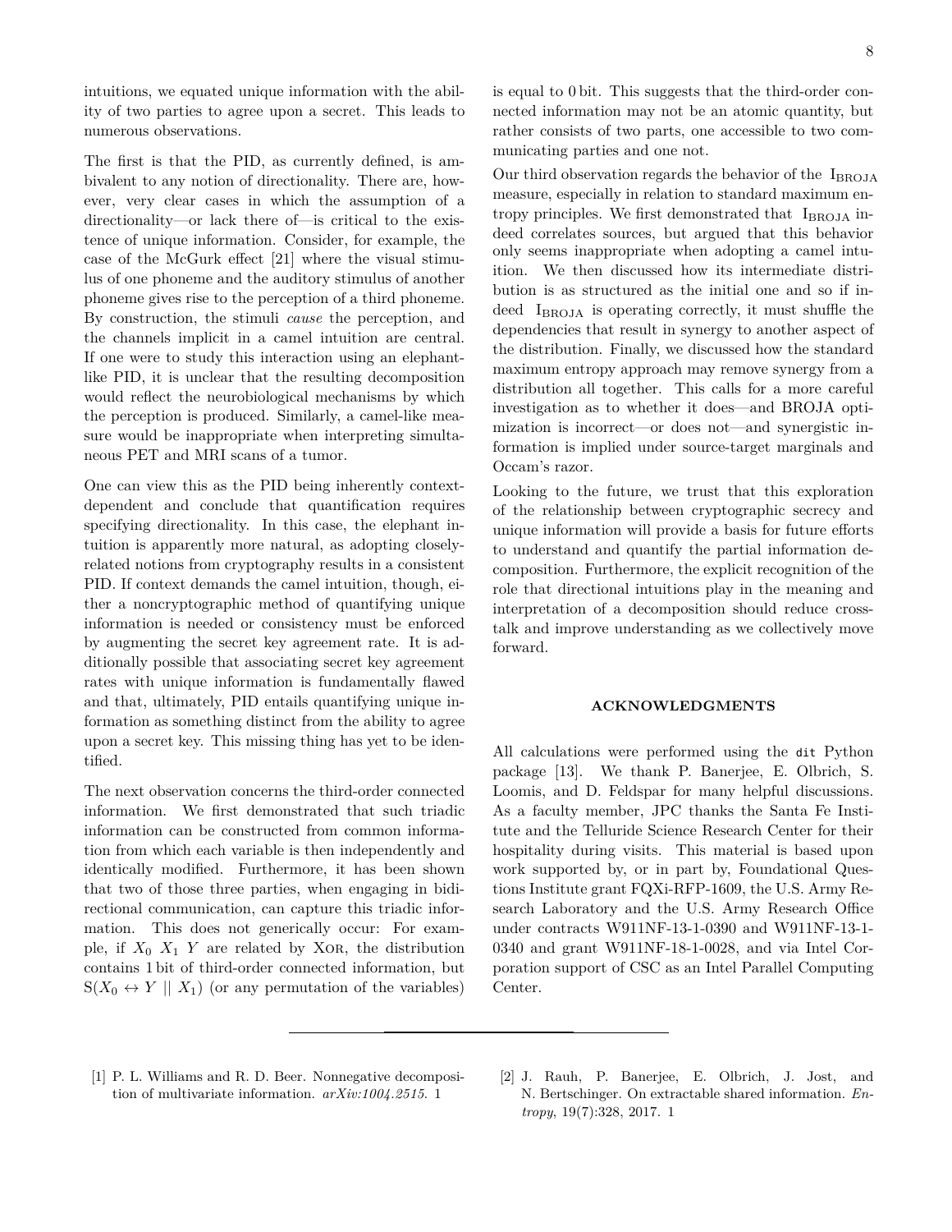intuitions, we equated unique information with the ability of two parties to agree upon a secret. This leads to numerous observations.

The first is that the PID, as currently defined, is ambivalent to any notion of directionality. There are, however, very clear cases in which the assumption of a directionality—or lack there of—is critical to the existence of unique information. Consider, for example, the case of the McGurk effect [21] where the visual stimulus of one phoneme and the auditory stimulus of another phoneme gives rise to the perception of a third phoneme. By construction, the stimuli *cause* the perception, and the channels implicit in a camel intuition are central. If one were to study this interaction using an elephant-like PID, it is unclear that the resulting decomposition would reflect the neurobiological mechanisms by which the perception is produced. Similarly, a camel-like measure would be inappropriate when interpreting simultaneous PET and MRI scans of a tumor.

One can view this as the PID being inherently context-dependent and conclude that quantification requires specifying directionality. In this case, the elephant intuition is apparently more natural, as adopting closely-related notions from cryptography results in a consistent PID. If context demands the camel intuition, though, either a noncryptographic method of quantifying unique information is needed or consistency must be enforced by augmenting the secret key agreement rate. It is additionally possible that associating secret key agreement rates with unique information is fundamentally flawed and that, ultimately, PID entails quantifying unique information as something distinct from the ability to agree upon a secret key. This missing thing has yet to be identified.

The next observation concerns the third-order connected information. We first demonstrated that such triadic information can be constructed from common information from which each variable is then independently and identically modified. Furthermore, it has been shown that two of those three parties, when engaging in bidirectional communication, can capture this triadic information. This does not generically occur: For example, if $X_0$ $X_1$ $Y$ are related by XOR, the distribution contains 1 bit of third-order connected information, but $\mathrm{S}(X_0 \leftrightarrow Y \mid\mid X_1)$ (or any permutation of the variables) is equal to 0 bit. This suggests that the third-order connected information may not be an atomic quantity, but rather consists of two parts, one accessible to two communicating parties and one not.

Our third observation regards the behavior of the $\mathrm{I}_{\mathrm{BROJA}}$ measure, especially in relation to standard maximum entropy principles. We first demonstrated that $\mathrm{I}_{\mathrm{BROJA}}$ indeed correlates sources, but argued that this behavior only seems inappropriate when adopting a camel intuition. We then discussed how its intermediate distribution is as structured as the initial one and so if indeed $\mathrm{I}_{\mathrm{BROJA}}$ is operating correctly, it must shuffle the dependencies that result in synergy to another aspect of the distribution. Finally, we discussed how the standard maximum entropy approach may remove synergy from a distribution all together. This calls for a more careful investigation as to whether it does—and BROJA optimization is incorrect—or does not—and synergistic information is implied under source-target marginals and Occam's razor.

Looking to the future, we trust that this exploration of the relationship between cryptographic secrecy and unique information will provide a basis for future efforts to understand and quantify the partial information decomposition. Furthermore, the explicit recognition of the role that directional intuitions play in the meaning and interpretation of a decomposition should reduce cross-talk and improve understanding as we collectively move forward.

## ACKNOWLEDGMENTS

All calculations were performed using the `dit` Python package [13]. We thank P. Banerjee, E. Olbrich, S. Loomis, and D. Feldspar for many helpful discussions. As a faculty member, JPC thanks the Santa Fe Institute and the Telluride Science Research Center for their hospitality during visits. This material is based upon work supported by, or in part by, Foundational Questions Institute grant FQXi-RFP-1609, the U.S. Army Research Laboratory and the U.S. Army Research Office under contracts W911NF-13-1-0390 and W911NF-13-1-0340 and grant W911NF-18-1-0028, and via Intel Corporation support of CSC as an Intel Parallel Computing Center.

---

[1] P. L. Williams and R. D. Beer. Nonnegative decomposition of multivariate information. *arXiv:1004.2515*. 1

[2] J. Rauh, P. Banerjee, E. Olbrich, J. Jost, and N. Bertschinger. On extractable shared information. *Entropy*, 19(7):328, 2017. 1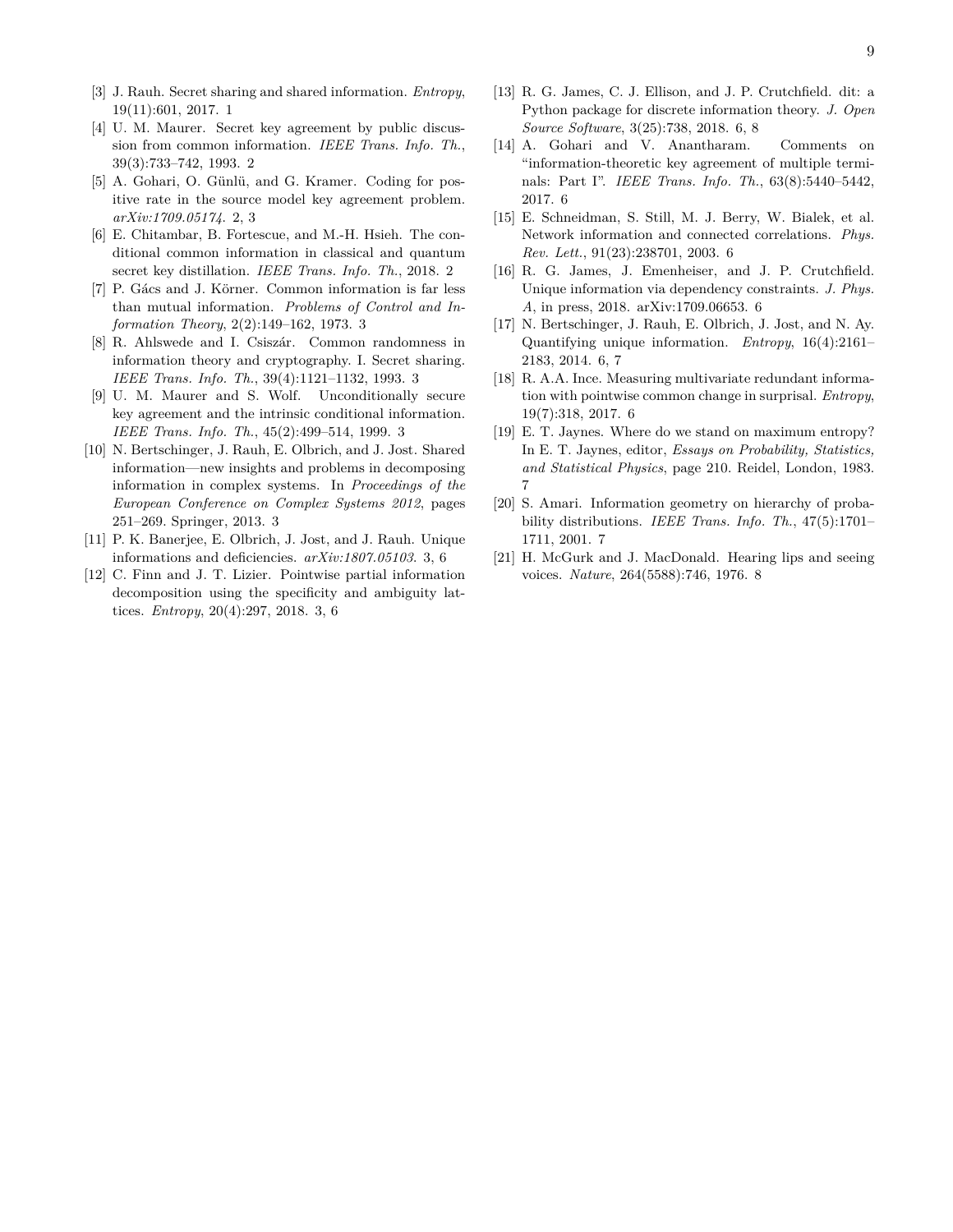[3] J. Rauh. Secret sharing and shared information. *Entropy*, 19(11):601, 2017. 1

[4] U. M. Maurer. Secret key agreement by public discussion from common information. *IEEE Trans. Info. Th.*, 39(3):733–742, 1993. 2

[5] A. Gohari, O. Günlü, and G. Kramer. Coding for positive rate in the source model key agreement problem. *arXiv:1709.05174*. 2, 3

[6] E. Chitambar, B. Fortescue, and M.-H. Hsieh. The conditional common information in classical and quantum secret key distillation. *IEEE Trans. Info. Th.*, 2018. 2

[7] P. Gács and J. Körner. Common information is far less than mutual information. *Problems of Control and Information Theory*, 2(2):149–162, 1973. 3

[8] R. Ahlswede and I. Csiszár. Common randomness in information theory and cryptography. I. Secret sharing. *IEEE Trans. Info. Th.*, 39(4):1121–1132, 1993. 3

[9] U. M. Maurer and S. Wolf. Unconditionally secure key agreement and the intrinsic conditional information. *IEEE Trans. Info. Th.*, 45(2):499–514, 1999. 3

[10] N. Bertschinger, J. Rauh, E. Olbrich, and J. Jost. Shared information—new insights and problems in decomposing information in complex systems. In *Proceedings of the European Conference on Complex Systems 2012*, pages 251–269. Springer, 2013. 3

[11] P. K. Banerjee, E. Olbrich, J. Jost, and J. Rauh. Unique informations and deficiencies. *arXiv:1807.05103*. 3, 6

[12] C. Finn and J. T. Lizier. Pointwise partial information decomposition using the specificity and ambiguity lattices. *Entropy*, 20(4):297, 2018. 3, 6

[13] R. G. James, C. J. Ellison, and J. P. Crutchfield. dit: a Python package for discrete information theory. *J. Open Source Software*, 3(25):738, 2018. 6, 8

[14] A. Gohari and V. Anantharam. Comments on "information-theoretic key agreement of multiple terminals: Part I". *IEEE Trans. Info. Th.*, 63(8):5440–5442, 2017. 6

[15] E. Schneidman, S. Still, M. J. Berry, W. Bialek, et al. Network information and connected correlations. *Phys. Rev. Lett.*, 91(23):238701, 2003. 6

[16] R. G. James, J. Emenheiser, and J. P. Crutchfield. Unique information via dependency constraints. *J. Phys. A*, in press, 2018. arXiv:1709.06653. 6

[17] N. Bertschinger, J. Rauh, E. Olbrich, J. Jost, and N. Ay. Quantifying unique information. *Entropy*, 16(4):2161–2183, 2014. 6, 7

[18] R. A.A. Ince. Measuring multivariate redundant information with pointwise common change in surprisal. *Entropy*, 19(7):318, 2017. 6

[19] E. T. Jaynes. Where do we stand on maximum entropy? In E. T. Jaynes, editor, *Essays on Probability, Statistics, and Statistical Physics*, page 210. Reidel, London, 1983. 7

[20] S. Amari. Information geometry on hierarchy of probability distributions. *IEEE Trans. Info. Th.*, 47(5):1701–1711, 2001. 7

[21] H. McGurk and J. MacDonald. Hearing lips and seeing voices. *Nature*, 264(5588):746, 1976. 8